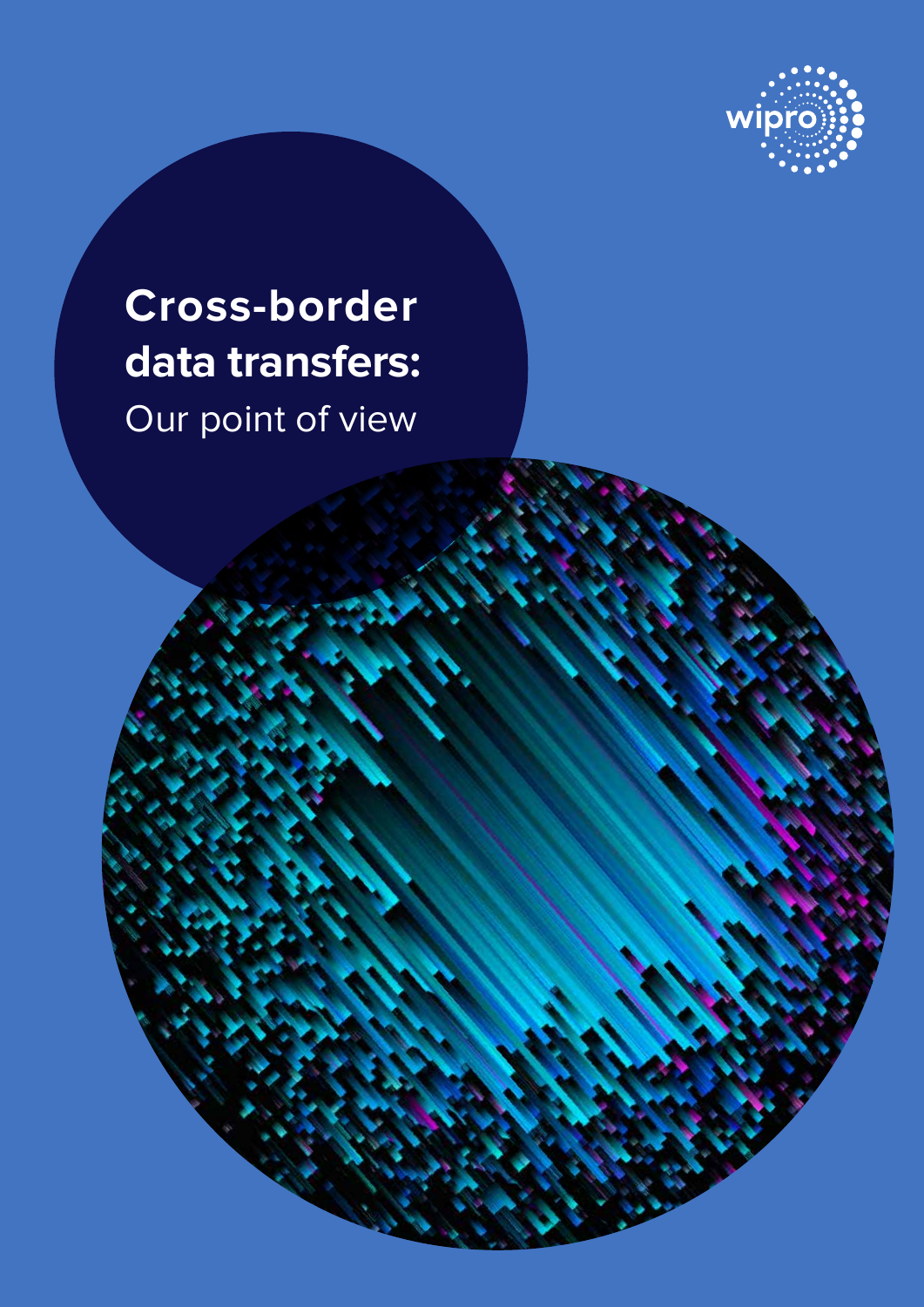# Cross-border data transfers:

Our point of view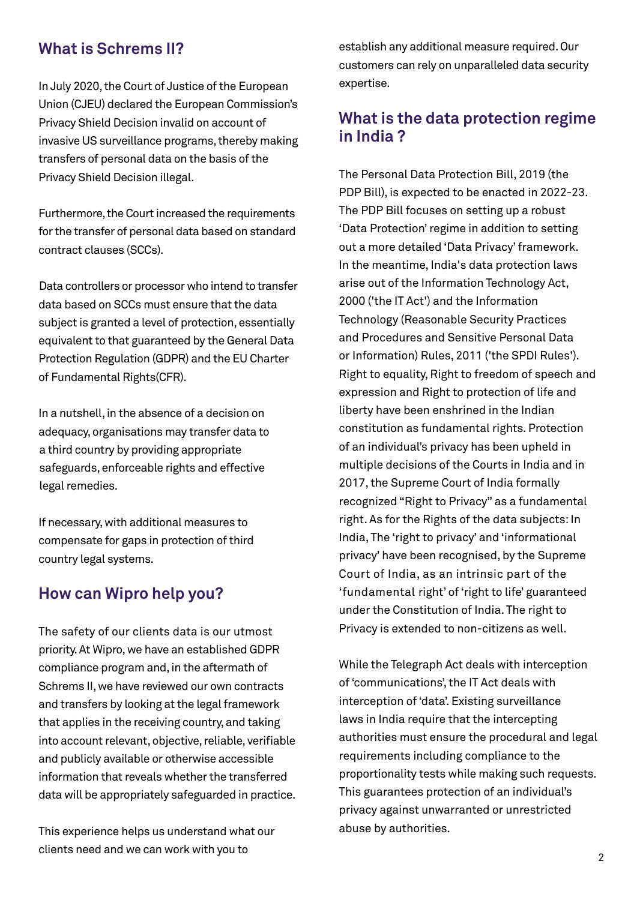## What is Schrems II?

In July 2020, the Court of Justice of the European Union (CJEU) declared the European Commission's Privacy Shield Decision invalid on account of invasive US surveillance programs, thereby making transfers of personal data on the basis of the Privacy Shield Decision illegal.

Furthermore, the Court increased the requirements for the transfer of personal data based on standard contract clauses (SCCs).

Data controllers or processor who intend to transfer data based on SCCs must ensure that the data subject is granted a level of protection, essentially equivalent to that guaranteed by the General Data Protection Regulation (GDPR) and the EU Charter of Fundamental Rights(CFR).

In a nutshell, in the absence of a decision on adequacy, organisations may transfer data to a third country by providing appropriate safeguards, enforceable rights and effective legal remedies.

If necessary, with additional measures to compensate for gaps in protection of third country legal systems.

## How can Wipro help you?

The safety of our clients data is our utmost priority. At Wipro, we have an established GDPR compliance program and, in the aftermath of Schrems II, we have reviewed our own contracts and transfers by looking at the legal framework that applies in the receiving country, and taking into account relevant, objective, reliable, verifiable and publicly available or otherwise accessible information that reveals whether the transferred data will be appropriately safeguarded in practice.

This experience helps us understand what our clients need and we can work with you to establish any additional measure required. Our customers can rely on unparalleled data security expertise.

## What is the data protection regime in India ?

The Personal Data Protection Bill, 2019 (the PDP Bill), is expected to be enacted in 2022-23. The PDP Bill focuses on setting up a robust 'Data Protection' regime in addition to setting out a more detailed 'Data Privacy' framework. In the meantime, India's data protection laws arise out of the Information Technology Act, 2000 ('the IT Act') and the Information Technology (Reasonable Security Practices and Procedures and Sensitive Personal Data or Information) Rules, 2011 ('the SPDI Rules'). Right to equality, Right to freedom of speech and expression and Right to protection of life and liberty have been enshrined in the Indian constitution as fundamental rights. Protection of an individual's privacy has been upheld in multiple decisions of the Courts in India and in 2017, the Supreme Court of India formally recognized "Right to Privacy" as a fundamental right. As for the Rights of the data subjects: In India, The 'right to privacy' and 'informational privacy' have been recognised, by the Supreme Court of India, as an intrinsic part of the 'fundamental right' of 'right to life' guaranteed under the Constitution of India. The right to Privacy is extended to non-citizens as well.

While the Telegraph Act deals with interception of 'communications', the IT Act deals with interception of 'data'. Existing surveillance laws in India require that the intercepting authorities must ensure the procedural and legal requirements including compliance to the proportionality tests while making such requests. This guarantees protection of an individual's privacy against unwarranted or unrestricted abuse by authorities.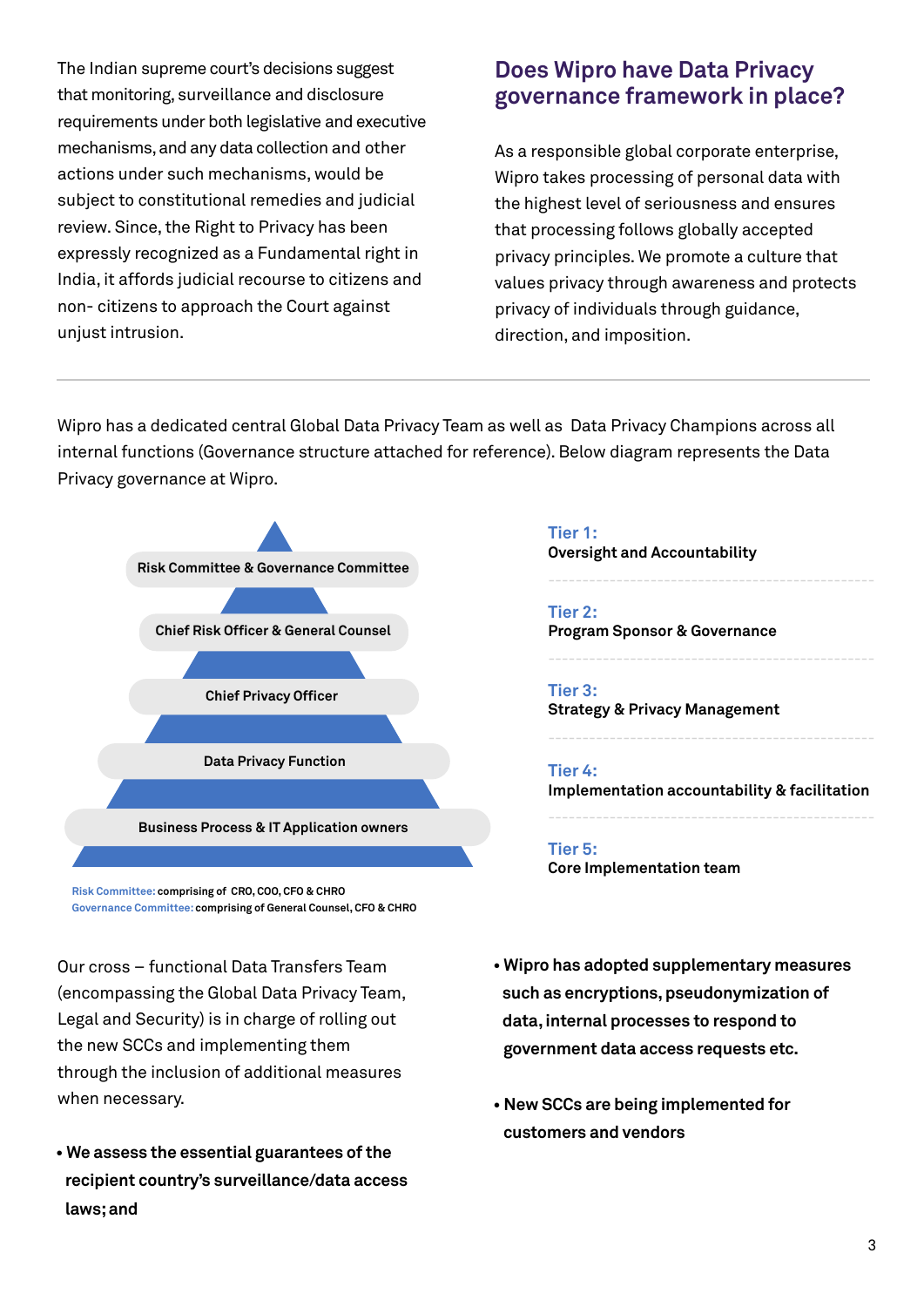The Indian supreme court's decisions suggest that monitoring, surveillance and disclosure requirements under both legislative and executive mechanisms, and any data collection and other actions under such mechanisms, would be subject to constitutional remedies and judicial review. Since, the Right to Privacy has been expressly recognized as a Fundamental right in India, it affords judicial recourse to citizens and non- citizens to approach the Court against unjust intrusion.

## Does Wipro have Data Privacy governance framework in place?

As a responsible global corporate enterprise, Wipro takes processing of personal data with the highest level of seriousness and ensures that processing follows globally accepted privacy principles. We promote a culture that values privacy through awareness and protects privacy of individuals through guidance, direction, and imposition.

---

Wipro has a dedicated central Global Data Privacy Team as well as Data Privacy Champions across all internal functions (Governance structure attached for reference). Below diagram represents the Data Privacy governance at Wipro.

| Level | Tier |
| --- | --- |
| Risk Committee & Governance Committee | **Tier 1:** Oversight and Accountability |
| Chief Risk Officer & General Counsel | **Tier 2:** Program Sponsor & Governance |
| Chief Privacy Officer | **Tier 3:** Strategy & Privacy Management |
| Data Privacy Function | **Tier 4:** Implementation accountability & facilitation |
| Business Process & IT Application owners | **Tier 5:** Core Implementation team |

Risk Committee: comprising of CRO, COO, CFO & CHRO
Governance Committee: comprising of General Counsel, CFO & CHRO

Our cross – functional Data Transfers Team (encompassing the Global Data Privacy Team, Legal and Security) is in charge of rolling out the new SCCs and implementing them through the inclusion of additional measures when necessary.

- **We assess the essential guarantees of the recipient country's surveillance/data access laws; and**
- **Wipro has adopted supplementary measures such as encryptions, pseudonymization of data, internal processes to respond to government data access requests etc.**
- **New SCCs are being implemented for customers and vendors**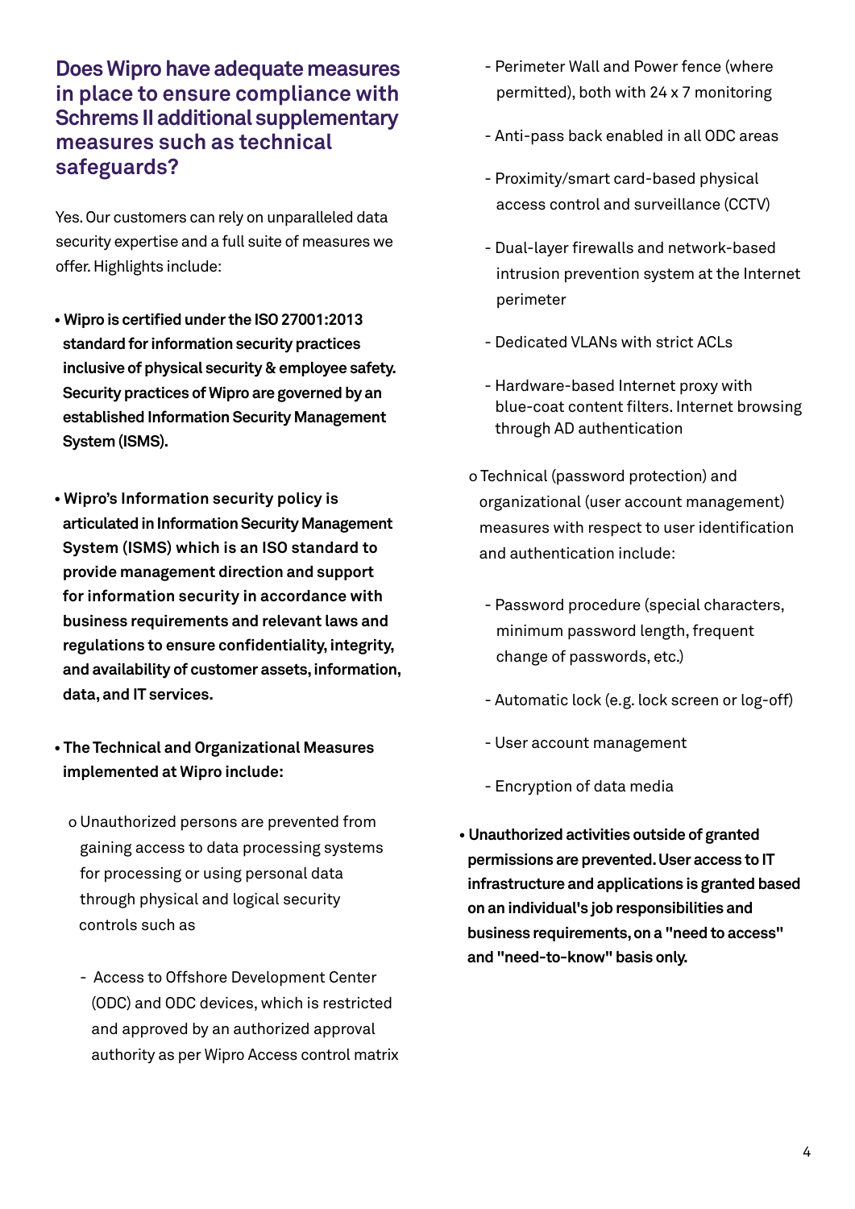## Does Wipro have adequate measures in place to ensure compliance with Schrems II additional supplementary measures such as technical safeguards?

Yes. Our customers can rely on unparalleled data security expertise and a full suite of measures we offer. Highlights include:

- **Wipro is certified under the ISO 27001:2013 standard for information security practices inclusive of physical security & employee safety. Security practices of Wipro are governed by an established Information Security Management System (ISMS).**

- **Wipro's Information security policy is articulated in Information Security Management System (ISMS) which is an ISO standard to provide management direction and support for information security in accordance with business requirements and relevant laws and regulations to ensure confidentiality, integrity, and availability of customer assets, information, data, and IT services.**

- **The Technical and Organizational Measures implemented at Wipro include:**

  - Unauthorized persons are prevented from gaining access to data processing systems for processing or using personal data through physical and logical security controls such as

    - Access to Offshore Development Center (ODC) and ODC devices, which is restricted and approved by an authorized approval authority as per Wipro Access control matrix
    - Perimeter Wall and Power fence (where permitted), both with 24 x 7 monitoring
    - Anti-pass back enabled in all ODC areas
    - Proximity/smart card-based physical access control and surveillance (CCTV)
    - Dual-layer firewalls and network-based intrusion prevention system at the Internet perimeter
    - Dedicated VLANs with strict ACLs
    - Hardware-based Internet proxy with blue-coat content filters. Internet browsing through AD authentication

  - Technical (password protection) and organizational (user account management) measures with respect to user identification and authentication include:

    - Password procedure (special characters, minimum password length, frequent change of passwords, etc.)
    - Automatic lock (e.g. lock screen or log-off)
    - User account management
    - Encryption of data media

- **Unauthorized activities outside of granted permissions are prevented. User access to IT infrastructure and applications is granted based on an individual's job responsibilities and business requirements, on a "need to access" and "need-to-know" basis only.**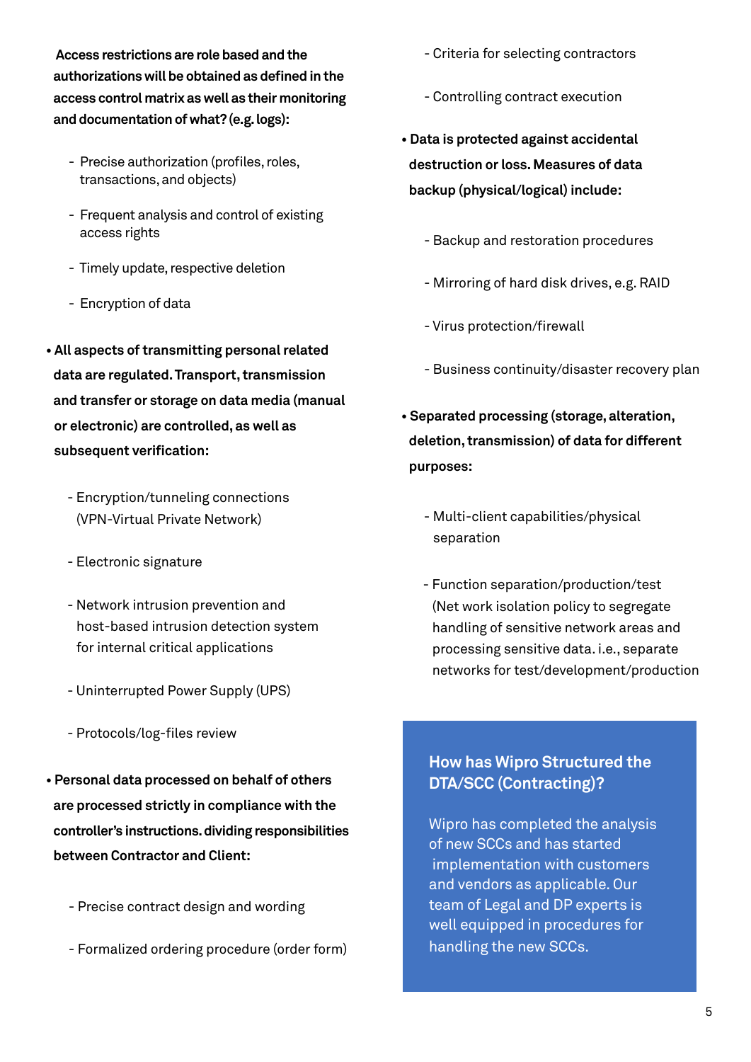**Access restrictions are role based and the authorizations will be obtained as defined in the access control matrix as well as their monitoring and documentation of what? (e.g. logs):**

- Precise authorization (profiles, roles, transactions, and objects)
- Frequent analysis and control of existing access rights
- Timely update, respective deletion
- Encryption of data

- **All aspects of transmitting personal related data are regulated. Transport, transmission and transfer or storage on data media (manual or electronic) are controlled, as well as subsequent verification:**

  - Encryption/tunneling connections (VPN-Virtual Private Network)
  - Electronic signature
  - Network intrusion prevention and host-based intrusion detection system for internal critical applications
  - Uninterrupted Power Supply (UPS)
  - Protocols/log-files review

- **Personal data processed on behalf of others are processed strictly in compliance with the controller's instructions. dividing responsibilities between Contractor and Client:**

  - Precise contract design and wording
  - Formalized ordering procedure (order form)
  - Criteria for selecting contractors
  - Controlling contract execution

- **Data is protected against accidental destruction or loss. Measures of data backup (physical/logical) include:**

  - Backup and restoration procedures
  - Mirroring of hard disk drives, e.g. RAID
  - Virus protection/firewall
  - Business continuity/disaster recovery plan

- **Separated processing (storage, alteration, deletion, transmission) of data for different purposes:**

  - Multi-client capabilities/physical separation
  - Function separation/production/test (Net work isolation policy to segregate handling of sensitive network areas and processing sensitive data. i.e., separate networks for test/development/production

## How has Wipro Structured the DTA/SCC (Contracting)?

Wipro has completed the analysis of new SCCs and has started implementation with customers and vendors as applicable. Our team of Legal and DP experts is well equipped in procedures for handling the new SCCs.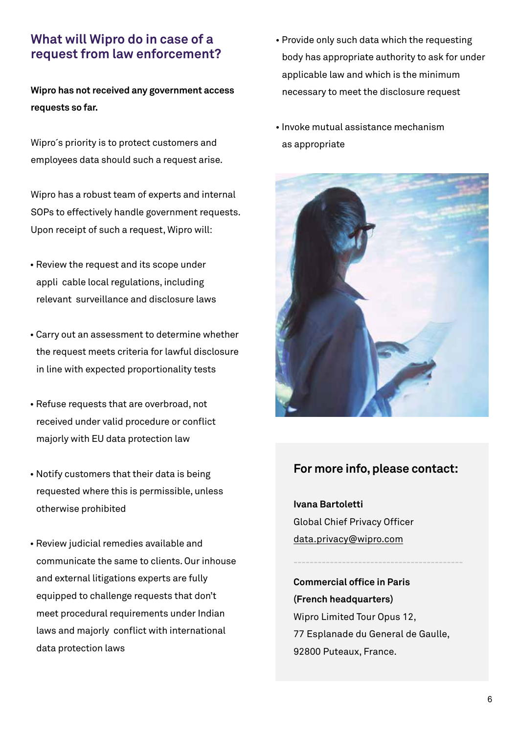## What will Wipro do in case of a request from law enforcement?

**Wipro has not received any government access requests so far.**

Wipro´s priority is to protect customers and employees data should such a request arise.

Wipro has a robust team of experts and internal SOPs to effectively handle government requests. Upon receipt of such a request, Wipro will:

- Review the request and its scope under appli cable local regulations, including relevant surveillance and disclosure laws
- Carry out an assessment to determine whether the request meets criteria for lawful disclosure in line with expected proportionality tests
- Refuse requests that are overbroad, not received under valid procedure or conflict majorly with EU data protection law
- Notify customers that their data is being requested where this is permissible, unless otherwise prohibited
- Review judicial remedies available and communicate the same to clients. Our inhouse and external litigations experts are fully equipped to challenge requests that don't meet procedural requirements under Indian laws and majorly conflict with international data protection laws
- Provide only such data which the requesting body has appropriate authority to ask for under applicable law and which is the minimum necessary to meet the disclosure request
- Invoke mutual assistance mechanism as appropriate

### For more info, please contact:

**Ivana Bartoletti**
Global Chief Privacy Officer
data.privacy@wipro.com

**Commercial office in Paris (French headquarters)**
Wipro Limited Tour Opus 12,
77 Esplanade du General de Gaulle,
92800 Puteaux, France.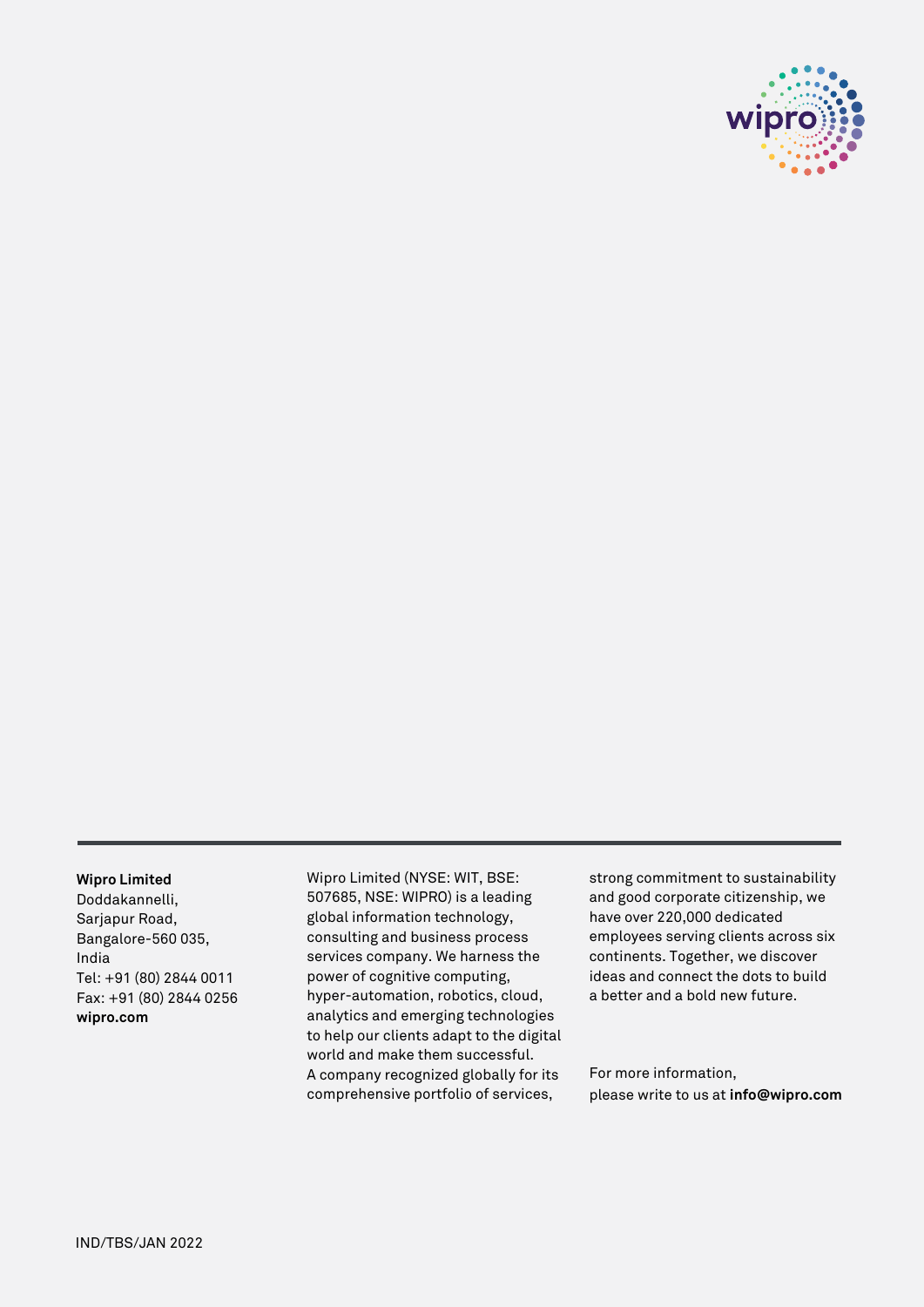**Wipro Limited**
Doddakannelli,
Sarjapur Road,
Bangalore-560 035,
India
Tel: +91 (80) 2844 0011
Fax: +91 (80) 2844 0256
**wipro.com**

Wipro Limited (NYSE: WIT, BSE: 507685, NSE: WIPRO) is a leading global information technology, consulting and business process services company. We harness the power of cognitive computing, hyper-automation, robotics, cloud, analytics and emerging technologies to help our clients adapt to the digital world and make them successful. A company recognized globally for its comprehensive portfolio of services, strong commitment to sustainability and good corporate citizenship, we have over 220,000 dedicated employees serving clients across six continents. Together, we discover ideas and connect the dots to build a better and a bold new future.

For more information,
please write to us at **info@wipro.com**

IND/TBS/JAN 2022